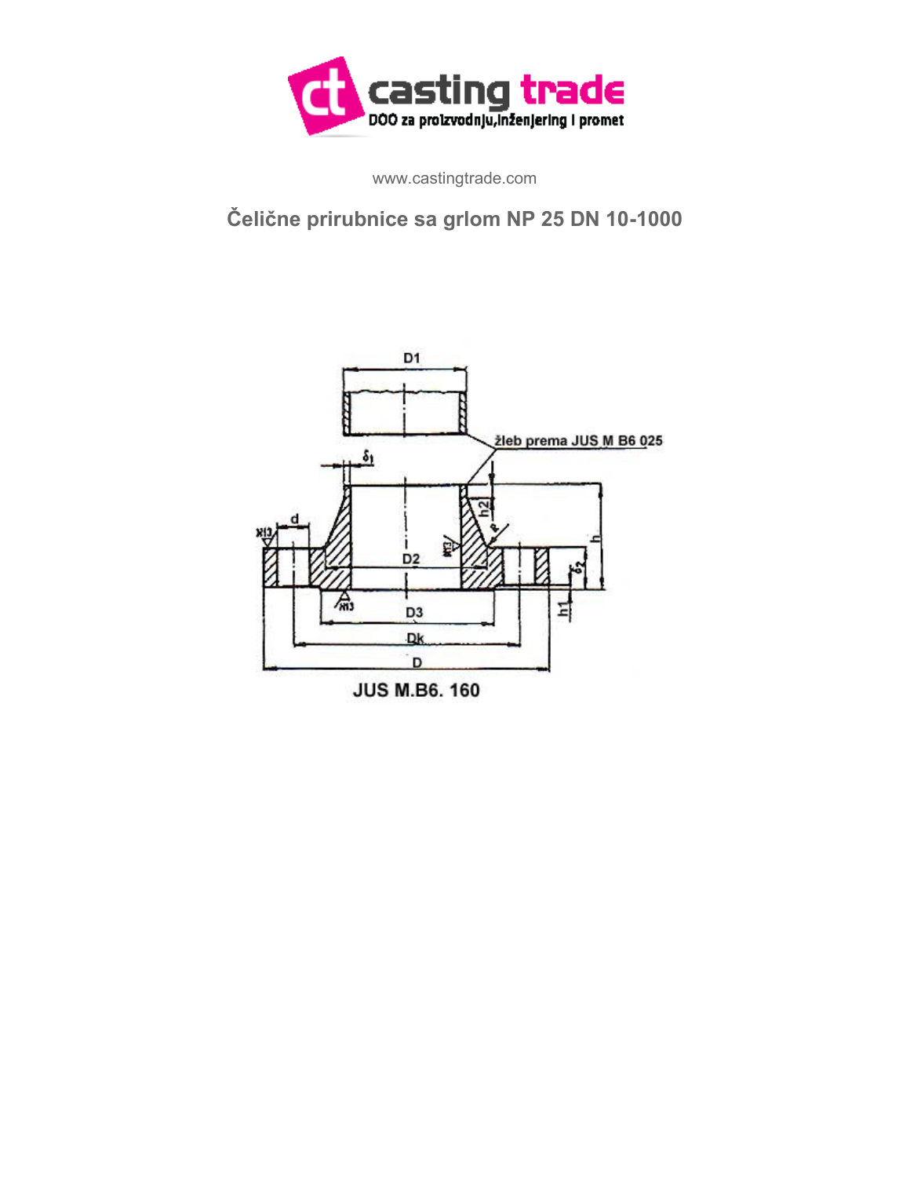casting trade

DOO za proizvodnju,inženjering i promet

www.castingtrade.com

## Čelične prirubnice sa grlom NP 25 DN 10-1000

JUS M.B6. 160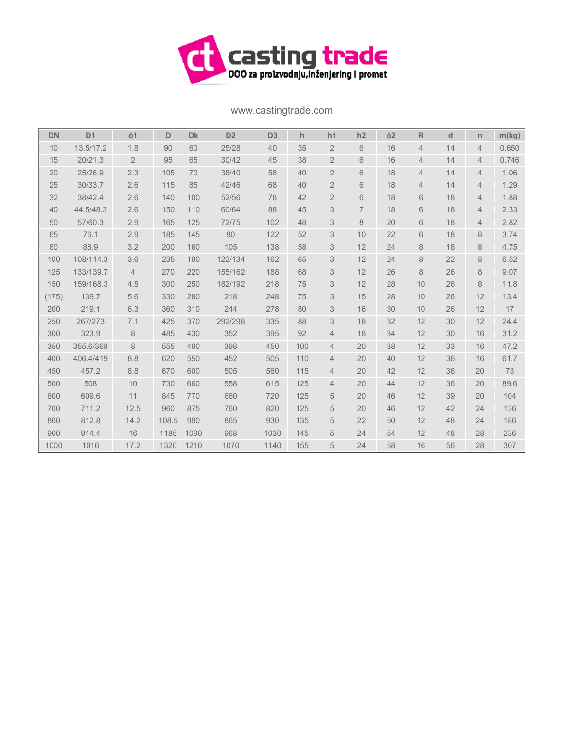**casting trade**
DOO za proizvodnju,inženjering i promet

www.castingtrade.com

| DN | D1 | ó1 | D | Dk | D2 | D3 | h | h1 | h2 | ó2 | R | d | n | m(kg) |
|---|---|---|---|---|---|---|---|---|---|---|---|---|---|---|
| 10 | 13.5/17.2 | 1.8 | 90 | 60 | 25/28 | 40 | 35 | 2 | 6 | 16 | 4 | 14 | 4 | 0.650 |
| 15 | 20/21.3 | 2 | 95 | 65 | 30/42 | 45 | 38 | 2 | 6 | 16 | 4 | 14 | 4 | 0.746 |
| 20 | 25/26.9 | 2.3 | 105 | 70 | 38/40 | 58 | 40 | 2 | 6 | 18 | 4 | 14 | 4 | 1.06 |
| 25 | 30/33.7 | 2.6 | 115 | 85 | 42/46 | 68 | 40 | 2 | 6 | 18 | 4 | 14 | 4 | 1.29 |
| 32 | 38/42.4 | 2.6 | 140 | 100 | 52/56 | 78 | 42 | 2 | 6 | 18 | 6 | 18 | 4 | 1.88 |
| 40 | 44.5/48.3 | 2.6 | 150 | 110 | 60/64 | 88 | 45 | 3 | 7 | 18 | 6 | 18 | 4 | 2.33 |
| 50 | 57/60.3 | 2.9 | 165 | 125 | 72/75 | 102 | 48 | 3 | 8 | 20 | 6 | 18 | 4 | 2.82 |
| 65 | 76.1 | 2.9 | 185 | 145 | 90 | 122 | 52 | 3 | 10 | 22 | 6 | 18 | 8 | 3.74 |
| 80 | 88.9 | 3.2 | 200 | 160 | 105 | 138 | 58 | 3 | 12 | 24 | 8 | 18 | 8 | 4.75 |
| 100 | 108/114.3 | 3.6 | 235 | 190 | 122/134 | 162 | 65 | 3 | 12 | 24 | 8 | 22 | 8 | 6.52 |
| 125 | 133/139.7 | 4 | 270 | 220 | 155/162 | 188 | 68 | 3 | 12 | 26 | 8 | 26 | 8 | 9.07 |
| 150 | 159/168.3 | 4.5 | 300 | 250 | 182/192 | 218 | 75 | 3 | 12 | 28 | 10 | 26 | 8 | 11.8 |
| (175) | 139.7 | 5.6 | 330 | 280 | 218 | 248 | 75 | 3 | 15 | 28 | 10 | 26 | 12 | 13.4 |
| 200 | 219.1 | 6.3 | 360 | 310 | 244 | 278 | 80 | 3 | 16 | 30 | 10 | 26 | 12 | 17 |
| 250 | 267/273 | 7.1 | 425 | 370 | 292/298 | 335 | 88 | 3 | 18 | 32 | 12 | 30 | 12 | 24.4 |
| 300 | 323.9 | 8 | 485 | 430 | 352 | 395 | 92 | 4 | 18 | 34 | 12 | 30 | 16 | 31.2 |
| 350 | 355.6/368 | 8 | 555 | 490 | 398 | 450 | 100 | 4 | 20 | 38 | 12 | 33 | 16 | 47.2 |
| 400 | 406.4/419 | 8.8 | 620 | 550 | 452 | 505 | 110 | 4 | 20 | 40 | 12 | 36 | 16 | 61.7 |
| 450 | 457.2 | 8.8 | 670 | 600 | 505 | 560 | 115 | 4 | 20 | 42 | 12 | 36 | 20 | 73 |
| 500 | 508 | 10 | 730 | 660 | 558 | 615 | 125 | 4 | 20 | 44 | 12 | 36 | 20 | 89.6 |
| 600 | 609.6 | 11 | 845 | 770 | 660 | 720 | 125 | 5 | 20 | 46 | 12 | 39 | 20 | 104 |
| 700 | 711.2 | 12.5 | 960 | 875 | 760 | 820 | 125 | 5 | 20 | 46 | 12 | 42 | 24 | 136 |
| 800 | 812.8 | 14.2 | 108.5 | 990 | 865 | 930 | 135 | 5 | 22 | 50 | 12 | 48 | 24 | 186 |
| 900 | 914.4 | 16 | 1185 | 1090 | 968 | 1030 | 145 | 5 | 24 | 54 | 12 | 48 | 28 | 236 |
| 1000 | 1016 | 17.2 | 1320 | 1210 | 1070 | 1140 | 155 | 5 | 24 | 58 | 16 | 56 | 28 | 307 |